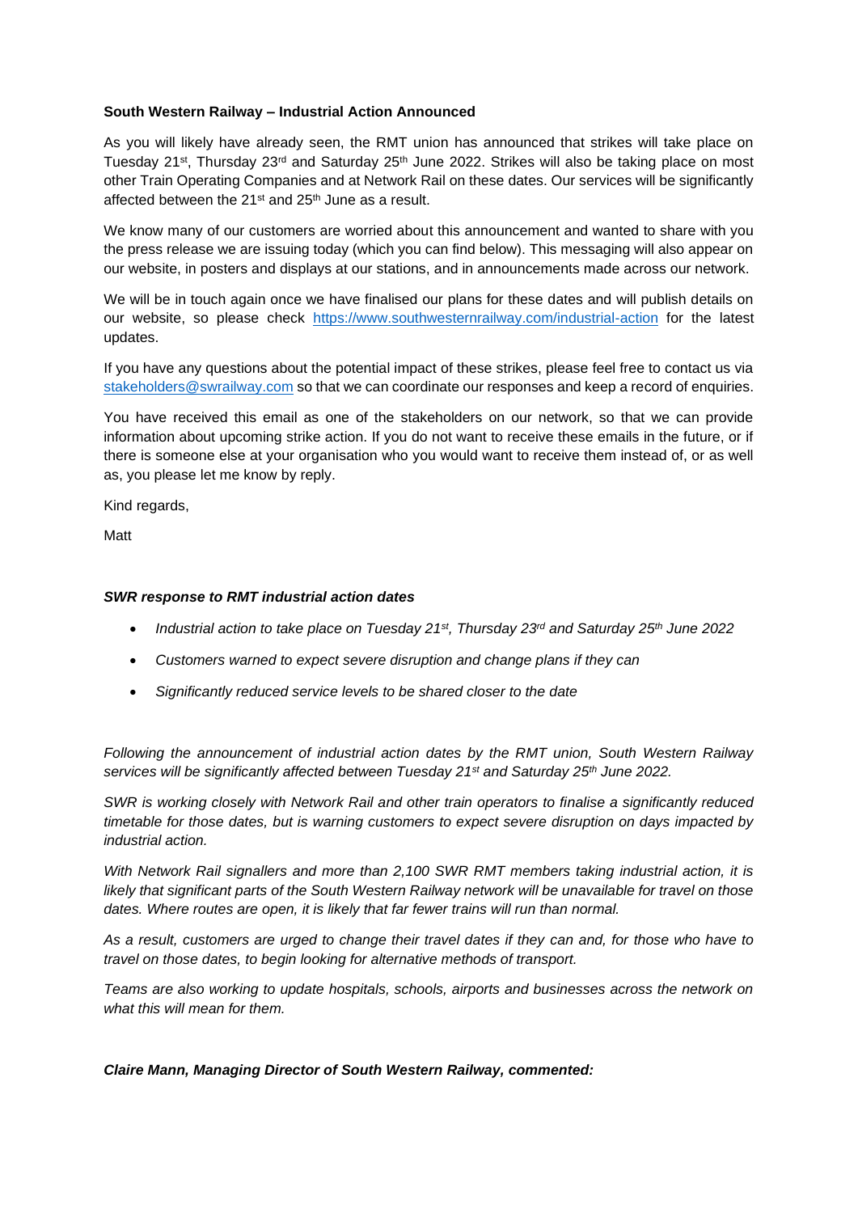**South Western Railway – Industrial Action Announced**

As you will likely have already seen, the RMT union has announced that strikes will take place on Tuesday 21st, Thursday 23rd and Saturday 25th June 2022. Strikes will also be taking place on most other Train Operating Companies and at Network Rail on these dates. Our services will be significantly affected between the 21st and 25th June as a result.

We know many of our customers are worried about this announcement and wanted to share with you the press release we are issuing today (which you can find below). This messaging will also appear on our website, in posters and displays at our stations, and in announcements made across our network.

We will be in touch again once we have finalised our plans for these dates and will publish details on our website, so please check https://www.southwesternrailway.com/industrial-action for the latest updates.

If you have any questions about the potential impact of these strikes, please feel free to contact us via stakeholders@swrailway.com so that we can coordinate our responses and keep a record of enquiries.

You have received this email as one of the stakeholders on our network, so that we can provide information about upcoming strike action. If you do not want to receive these emails in the future, or if there is someone else at your organisation who you would want to receive them instead of, or as well as, you please let me know by reply.

Kind regards,

Matt

***SWR response to RMT industrial action dates***

- *Industrial action to take place on Tuesday 21st, Thursday 23rd and Saturday 25th June 2022*
- *Customers warned to expect severe disruption and change plans if they can*
- *Significantly reduced service levels to be shared closer to the date*

*Following the announcement of industrial action dates by the RMT union, South Western Railway services will be significantly affected between Tuesday 21st and Saturday 25th June 2022.*

*SWR is working closely with Network Rail and other train operators to finalise a significantly reduced timetable for those dates, but is warning customers to expect severe disruption on days impacted by industrial action.*

*With Network Rail signallers and more than 2,100 SWR RMT members taking industrial action, it is likely that significant parts of the South Western Railway network will be unavailable for travel on those dates. Where routes are open, it is likely that far fewer trains will run than normal.*

*As a result, customers are urged to change their travel dates if they can and, for those who have to travel on those dates, to begin looking for alternative methods of transport.*

*Teams are also working to update hospitals, schools, airports and businesses across the network on what this will mean for them.*

***Claire Mann, Managing Director of South Western Railway, commented:***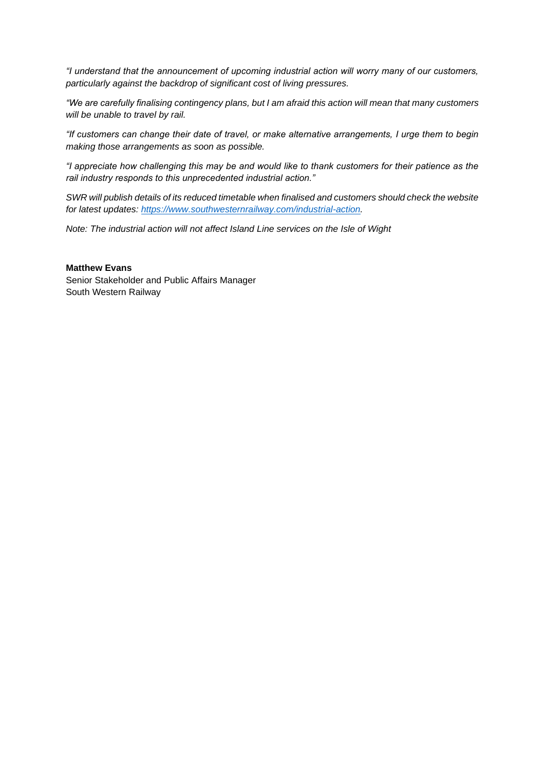*"I understand that the announcement of upcoming industrial action will worry many of our customers, particularly against the backdrop of significant cost of living pressures.*

*"We are carefully finalising contingency plans, but I am afraid this action will mean that many customers will be unable to travel by rail.*

*"If customers can change their date of travel, or make alternative arrangements, I urge them to begin making those arrangements as soon as possible.*

*"I appreciate how challenging this may be and would like to thank customers for their patience as the rail industry responds to this unprecedented industrial action."*

*SWR will publish details of its reduced timetable when finalised and customers should check the website for latest updates: [https://www.southwesternrailway.com/industrial-action](https://www.southwesternrailway.com/industrial-action).*

*Note: The industrial action will not affect Island Line services on the Isle of Wight*

**Matthew Evans**
Senior Stakeholder and Public Affairs Manager
South Western Railway